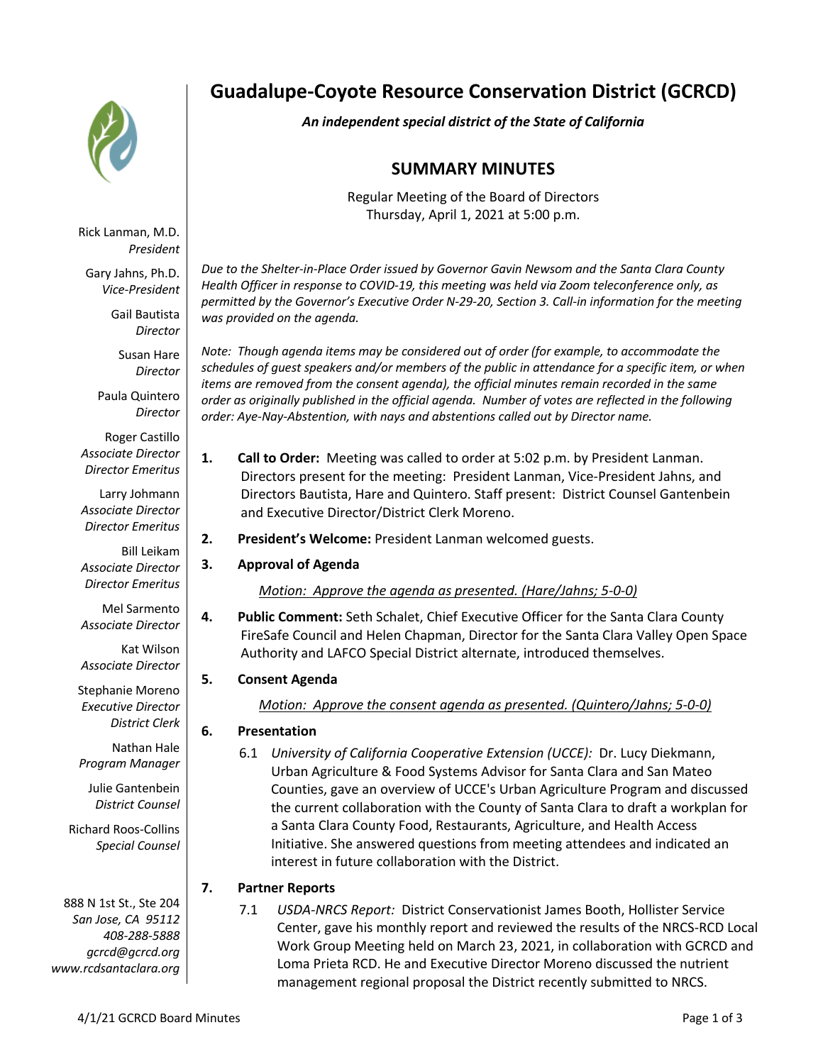# Guadalupe-Coyote Resource Conservation District (GCRCD)

***An independent special district of the State of California***

## SUMMARY MINUTES

Regular Meeting of the Board of Directors
Thursday, April 1, 2021 at 5:00 p.m.

Rick Lanman, M.D.
*President*

Gary Jahns, Ph.D.
*Vice-President*

Gail Bautista
*Director*

Susan Hare
*Director*

Paula Quintero
*Director*

Roger Castillo
*Associate Director*
*Director Emeritus*

Larry Johmann
*Associate Director*
*Director Emeritus*

Bill Leikam
*Associate Director*
*Director Emeritus*

Mel Sarmento
*Associate Director*

Kat Wilson
*Associate Director*

Stephanie Moreno
*Executive Director*
*District Clerk*

Nathan Hale
*Program Manager*

Julie Gantenbein
*District Counsel*

Richard Roos-Collins
*Special Counsel*

888 N 1st St., Ste 204
*San Jose, CA 95112*
*408-288-5888*
*gcrcd@gcrcd.org*
*www.rcdsantaclara.org*

*Due to the Shelter-in-Place Order issued by Governor Gavin Newsom and the Santa Clara County Health Officer in response to COVID-19, this meeting was held via Zoom teleconference only, as permitted by the Governor's Executive Order N-29-20, Section 3. Call-in information for the meeting was provided on the agenda.*

*Note: Though agenda items may be considered out of order (for example, to accommodate the schedules of guest speakers and/or members of the public in attendance for a specific item, or when items are removed from the consent agenda), the official minutes remain recorded in the same order as originally published in the official agenda. Number of votes are reflected in the following order: Aye-Nay-Abstention, with nays and abstentions called out by Director name.*

1. **Call to Order:** Meeting was called to order at 5:02 p.m. by President Lanman. Directors present for the meeting: President Lanman, Vice-President Jahns, and Directors Bautista, Hare and Quintero. Staff present: District Counsel Gantenbein and Executive Director/District Clerk Moreno.

2. **President's Welcome:** President Lanman welcomed guests.

3. **Approval of Agenda**

   <u>*Motion: Approve the agenda as presented. (Hare/Jahns; 5-0-0)*</u>

4. **Public Comment:** Seth Schalet, Chief Executive Officer for the Santa Clara County FireSafe Council and Helen Chapman, Director for the Santa Clara Valley Open Space Authority and LAFCO Special District alternate, introduced themselves.

5. **Consent Agenda**

   <u>*Motion: Approve the consent agenda as presented. (Quintero/Jahns; 5-0-0)*</u>

6. **Presentation**

   6.1 *University of California Cooperative Extension (UCCE):* Dr. Lucy Diekmann, Urban Agriculture & Food Systems Advisor for Santa Clara and San Mateo Counties, gave an overview of UCCE's Urban Agriculture Program and discussed the current collaboration with the County of Santa Clara to draft a workplan for a Santa Clara County Food, Restaurants, Agriculture, and Health Access Initiative. She answered questions from meeting attendees and indicated an interest in future collaboration with the District.

7. **Partner Reports**

   7.1 *USDA-NRCS Report:* District Conservationist James Booth, Hollister Service Center, gave his monthly report and reviewed the results of the NRCS-RCD Local Work Group Meeting held on March 23, 2021, in collaboration with GCRCD and Loma Prieta RCD. He and Executive Director Moreno discussed the nutrient management regional proposal the District recently submitted to NRCS.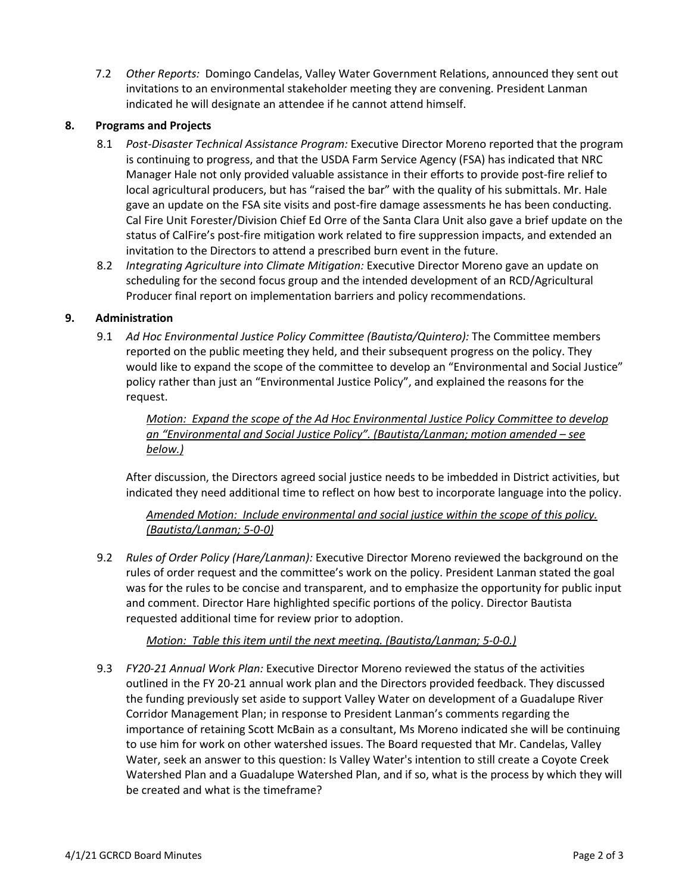7.2 *Other Reports:* Domingo Candelas, Valley Water Government Relations, announced they sent out invitations to an environmental stakeholder meeting they are convening. President Lanman indicated he will designate an attendee if he cannot attend himself.

## 8. Programs and Projects

8.1 *Post-Disaster Technical Assistance Program:* Executive Director Moreno reported that the program is continuing to progress, and that the USDA Farm Service Agency (FSA) has indicated that NRC Manager Hale not only provided valuable assistance in their efforts to provide post-fire relief to local agricultural producers, but has "raised the bar" with the quality of his submittals. Mr. Hale gave an update on the FSA site visits and post-fire damage assessments he has been conducting. Cal Fire Unit Forester/Division Chief Ed Orre of the Santa Clara Unit also gave a brief update on the status of CalFire's post-fire mitigation work related to fire suppression impacts, and extended an invitation to the Directors to attend a prescribed burn event in the future.

8.2 *Integrating Agriculture into Climate Mitigation:* Executive Director Moreno gave an update on scheduling for the second focus group and the intended development of an RCD/Agricultural Producer final report on implementation barriers and policy recommendations.

## 9. Administration

9.1 *Ad Hoc Environmental Justice Policy Committee (Bautista/Quintero):* The Committee members reported on the public meeting they held, and their subsequent progress on the policy. They would like to expand the scope of the committee to develop an "Environmental and Social Justice" policy rather than just an "Environmental Justice Policy", and explained the reasons for the request.

*Motion: Expand the scope of the Ad Hoc Environmental Justice Policy Committee to develop an "Environmental and Social Justice Policy". (Bautista/Lanman; motion amended – see below.)*

After discussion, the Directors agreed social justice needs to be imbedded in District activities, but indicated they need additional time to reflect on how best to incorporate language into the policy.

*Amended Motion: Include environmental and social justice within the scope of this policy. (Bautista/Lanman; 5-0-0)*

9.2 *Rules of Order Policy (Hare/Lanman):* Executive Director Moreno reviewed the background on the rules of order request and the committee's work on the policy. President Lanman stated the goal was for the rules to be concise and transparent, and to emphasize the opportunity for public input and comment. Director Hare highlighted specific portions of the policy. Director Bautista requested additional time for review prior to adoption.

*Motion: Table this item until the next meeting. (Bautista/Lanman; 5-0-0.)*

9.3 *FY20-21 Annual Work Plan:* Executive Director Moreno reviewed the status of the activities outlined in the FY 20-21 annual work plan and the Directors provided feedback. They discussed the funding previously set aside to support Valley Water on development of a Guadalupe River Corridor Management Plan; in response to President Lanman's comments regarding the importance of retaining Scott McBain as a consultant, Ms Moreno indicated she will be continuing to use him for work on other watershed issues. The Board requested that Mr. Candelas, Valley Water, seek an answer to this question: Is Valley Water's intention to still create a Coyote Creek Watershed Plan and a Guadalupe Watershed Plan, and if so, what is the process by which they will be created and what is the timeframe?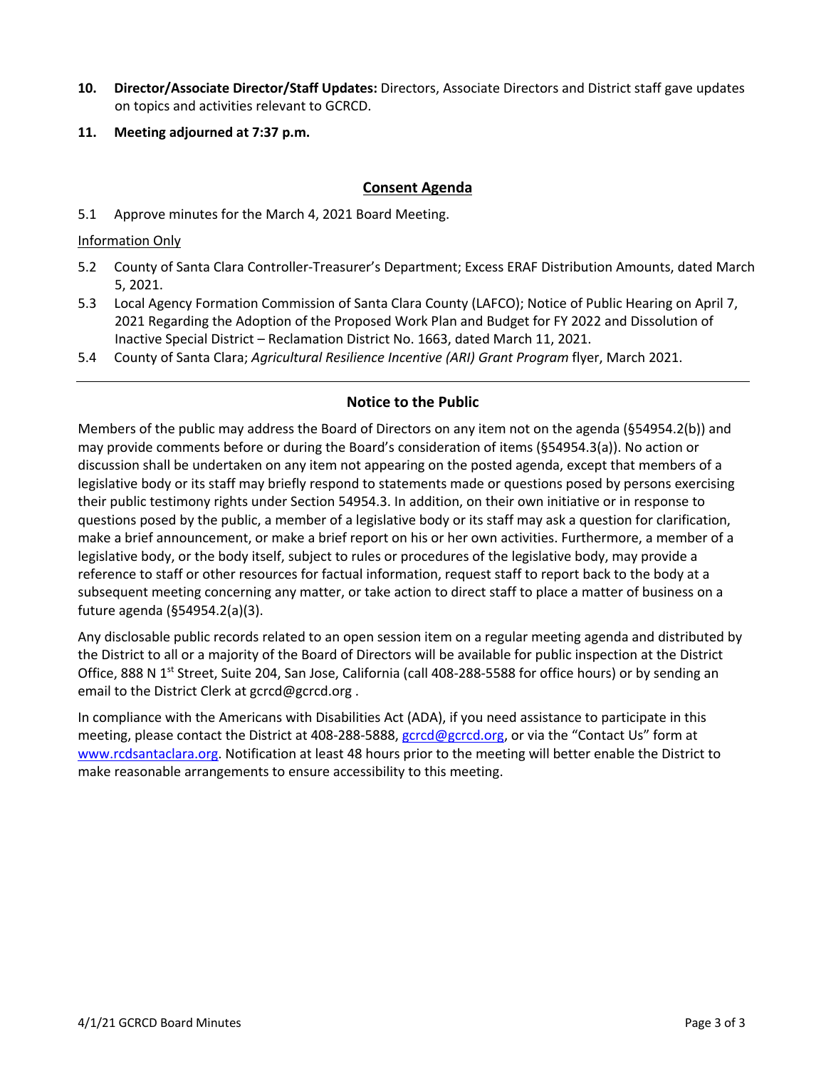10. **Director/Associate Director/Staff Updates:** Directors, Associate Directors and District staff gave updates on topics and activities relevant to GCRCD.

11. **Meeting adjourned at 7:37 p.m.**

## Consent Agenda

5.1 Approve minutes for the March 4, 2021 Board Meeting.

Information Only

5.2 County of Santa Clara Controller-Treasurer's Department; Excess ERAF Distribution Amounts, dated March 5, 2021.

5.3 Local Agency Formation Commission of Santa Clara County (LAFCO); Notice of Public Hearing on April 7, 2021 Regarding the Adoption of the Proposed Work Plan and Budget for FY 2022 and Dissolution of Inactive Special District – Reclamation District No. 1663, dated March 11, 2021.

5.4 County of Santa Clara; *Agricultural Resilience Incentive (ARI) Grant Program* flyer, March 2021.

---

## Notice to the Public

Members of the public may address the Board of Directors on any item not on the agenda (§54954.2(b)) and may provide comments before or during the Board's consideration of items (§54954.3(a)). No action or discussion shall be undertaken on any item not appearing on the posted agenda, except that members of a legislative body or its staff may briefly respond to statements made or questions posed by persons exercising their public testimony rights under Section 54954.3. In addition, on their own initiative or in response to questions posed by the public, a member of a legislative body or its staff may ask a question for clarification, make a brief announcement, or make a brief report on his or her own activities. Furthermore, a member of a legislative body, or the body itself, subject to rules or procedures of the legislative body, may provide a reference to staff or other resources for factual information, request staff to report back to the body at a subsequent meeting concerning any matter, or take action to direct staff to place a matter of business on a future agenda (§54954.2(a)(3).

Any disclosable public records related to an open session item on a regular meeting agenda and distributed by the District to all or a majority of the Board of Directors will be available for public inspection at the District Office, 888 N 1st Street, Suite 204, San Jose, California (call 408-288-5588 for office hours) or by sending an email to the District Clerk at gcrcd@gcrcd.org .

In compliance with the Americans with Disabilities Act (ADA), if you need assistance to participate in this meeting, please contact the District at 408-288-5888, gcrcd@gcrcd.org, or via the "Contact Us" form at www.rcdsantaclara.org. Notification at least 48 hours prior to the meeting will better enable the District to make reasonable arrangements to ensure accessibility to this meeting.